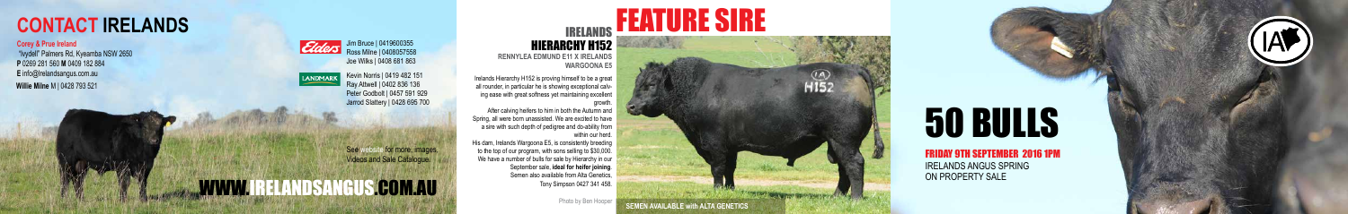# CONTACT IRELANDS

**Corey & Prue Ireland**
"Ivydell" Palmers Rd, Kyeamba NSW 2650
**P** 02 6928 1560 **M** 0409 182 884
**E** info@irelandsangus.com.au
**Willie Milne** M | 0428 793 521

Elders
Jim Bruce | 0419600355
Ross Milne | 0408057558
Joe Wilks | 0408 681 863

LANDMARK
Kevin Norris | 0419 482 151
Ray Atwell | 0402 836 136
Peter Godbolt | 0457 591 929
Jarrod Slattery | 0428 695 700

See website for more, images, Videos and Sale Catalogue

# WWW.IRELANDSANGUS.COM.AU

# IRELANDS FEATURE SIRE

## HIERARCHY H152

**RENNYLEA EDMUND E11 X IRELANDS WARGOONA E5**

Irelands Hierarchy H152 is proving himself to be a great all rounder, in particular he is showing exceptional calving ease with great softness yet maintaining excellent growth.

After calving heifers to him in both the Autumn and Spring, all were born unassisted. We are excited to have a sire with such depth of pedigree and do-ability from within our herd.

His dam, Irelands Wargoona E5, is consistently breeding to the top of our program, with sons selling to $30,000. We have a number of bulls for sale by Hierarchy in our September sale, **ideal for heifer joining**. Semen also available from Alta Genetics, Tony Simpson 0427 341 458.

Photo by Ben Hooper

**SEMEN AVAILABLE with ALTA GENETICS**

# 50 BULLS

**FRIDAY 9TH SEPTEMBER 2016 1PM**

IRELANDS ANGUS SPRING ON PROPERTY SALE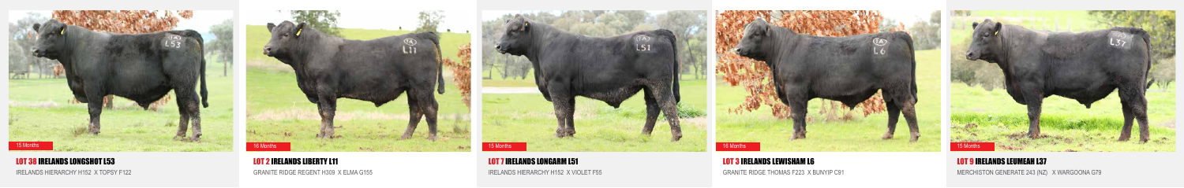15 Months

**LOT 38 IRELANDS LONGSHOT L53**

IRELANDS HIERARCHY H152 X TOPSY F122

16 Months

**LOT 2 IRELANDS LIBERTY L11**

GRANITE RIDGE REGENT H309 X ELMA G155

15 Months

**LOT 7 IRELANDS LONGARM L51**

IRELANDS HIERARCHY H152 X VIOLET F55

16 Months

**LOT 3 IRELANDS LEWISHAM L6**

GRANITE RIDGE THOMAS F223 X BUNYIP C91

15 Months

**LOT 9 IRELANDS LEUMEAH L37**

MERCHISTON GENERATE 243 (NZ) X WARGOONA G79